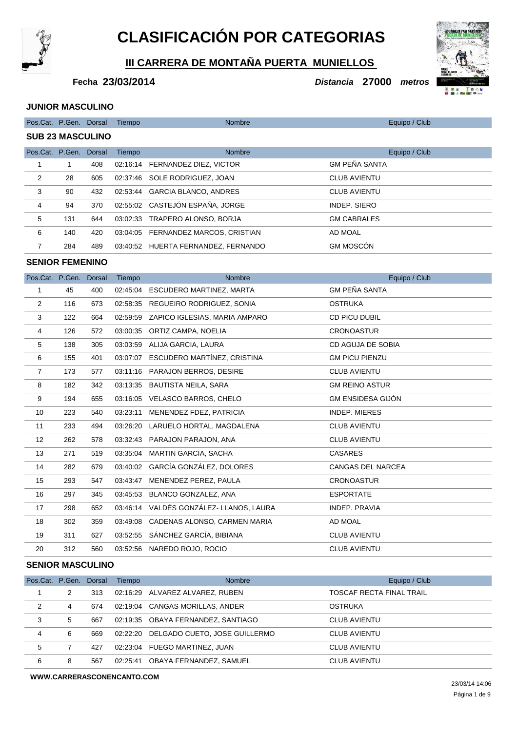# CLASIFICACIÓN POR CATEGORIAS

## III CARRERA DE MONTAÑA PUERTA MUNIELLOS

**Fecha 23/03/2014** *Distancia* **27000** *metros*

### JUNIOR MASCULINO

| Pos.Cat. | P.Gen. | Dorsal | Tiempo | Nombre | Equipo / Club |
|---|---|---|---|---|---|

### SUB 23 MASCULINO

| Pos.Cat. | P.Gen. | Dorsal | Tiempo | Nombre | Equipo / Club |
|---|---|---|---|---|---|
| 1 | 1 | 408 | 02:16:14 | FERNANDEZ DIEZ, VICTOR | GM PEÑA SANTA |
| 2 | 28 | 605 | 02:37:46 | SOLE RODRIGUEZ, JOAN | CLUB AVIENTU |
| 3 | 90 | 432 | 02:53:44 | GARCIA BLANCO, ANDRES | CLUB AVIENTU |
| 4 | 94 | 370 | 02:55:02 | CASTEJÓN ESPAÑA, JORGE | INDEP. SIERO |
| 5 | 131 | 644 | 03:02:33 | TRAPERO ALONSO, BORJA | GM CABRALES |
| 6 | 140 | 420 | 03:04:05 | FERNANDEZ MARCOS, CRISTIAN | AD MOAL |
| 7 | 284 | 489 | 03:40:52 | HUERTA FERNANDEZ, FERNANDO | GM MOSCÓN |

### SENIOR FEMENINO

| Pos.Cat. | P.Gen. | Dorsal | Tiempo | Nombre | Equipo / Club |
|---|---|---|---|---|---|
| 1 | 45 | 400 | 02:45:04 | ESCUDERO MARTINEZ, MARTA | GM PEÑA SANTA |
| 2 | 116 | 673 | 02:58:35 | REGUEIRO RODRIGUEZ, SONIA | OSTRUKA |
| 3 | 122 | 664 | 02:59:59 | ZAPICO IGLESIAS, MARIA AMPARO | CD PICU DUBIL |
| 4 | 126 | 572 | 03:00:35 | ORTIZ CAMPA, NOELIA | CRONOASTUR |
| 5 | 138 | 305 | 03:03:59 | ALIJA GARCIA, LAURA | CD AGUJA DE SOBIA |
| 6 | 155 | 401 | 03:07:07 | ESCUDERO MARTÍNEZ, CRISTINA | GM PICU PIENZU |
| 7 | 173 | 577 | 03:11:16 | PARAJON BERROS, DESIRE | CLUB AVIENTU |
| 8 | 182 | 342 | 03:13:35 | BAUTISTA NEILA, SARA | GM REINO ASTUR |
| 9 | 194 | 655 | 03:16:05 | VELASCO BARROS, CHELO | GM ENSIDESA GIJÓN |
| 10 | 223 | 540 | 03:23:11 | MENENDEZ FDEZ, PATRICIA | INDEP. MIERES |
| 11 | 233 | 494 | 03:26:20 | LARUELO HORTAL, MAGDALENA | CLUB AVIENTU |
| 12 | 262 | 578 | 03:32:43 | PARAJON PARAJON, ANA | CLUB AVIENTU |
| 13 | 271 | 519 | 03:35:04 | MARTIN GARCIA, SACHA | CASARES |
| 14 | 282 | 679 | 03:40:02 | GARCÍA GONZÁLEZ, DOLORES | CANGAS DEL NARCEA |
| 15 | 293 | 547 | 03:43:47 | MENENDEZ PEREZ, PAULA | CRONOASTUR |
| 16 | 297 | 345 | 03:45:53 | BLANCO GONZALEZ, ANA | ESPORTATE |
| 17 | 298 | 652 | 03:46:14 | VALDÉS GONZÁLEZ- LLANOS, LAURA | INDEP. PRAVIA |
| 18 | 302 | 359 | 03:49:08 | CADENAS ALONSO, CARMEN MARIA | AD MOAL |
| 19 | 311 | 627 | 03:52:55 | SÁNCHEZ GARCÍA, BIBIANA | CLUB AVIENTU |
| 20 | 312 | 560 | 03:52:56 | NAREDO ROJO, ROCIO | CLUB AVIENTU |

### SENIOR MASCULINO

| Pos.Cat. | P.Gen. | Dorsal | Tiempo | Nombre | Equipo / Club |
|---|---|---|---|---|---|
| 1 | 2 | 313 | 02:16:29 | ALVAREZ ALVAREZ, RUBEN | TOSCAF RECTA FINAL TRAIL |
| 2 | 4 | 674 | 02:19:04 | CANGAS MORILLAS, ANDER | OSTRUKA |
| 3 | 5 | 667 | 02:19:35 | OBAYA FERNANDEZ, SANTIAGO | CLUB AVIENTU |
| 4 | 6 | 669 | 02:22:20 | DELGADO CUETO, JOSE GUILLERMO | CLUB AVIENTU |
| 5 | 7 | 427 | 02:23:04 | FUEGO MARTINEZ, JUAN | CLUB AVIENTU |
| 6 | 8 | 567 | 02:25:41 | OBAYA FERNANDEZ, SAMUEL | CLUB AVIENTU |

**WWW.CARRERASCONENCANTO.COM**

23/03/14 14:06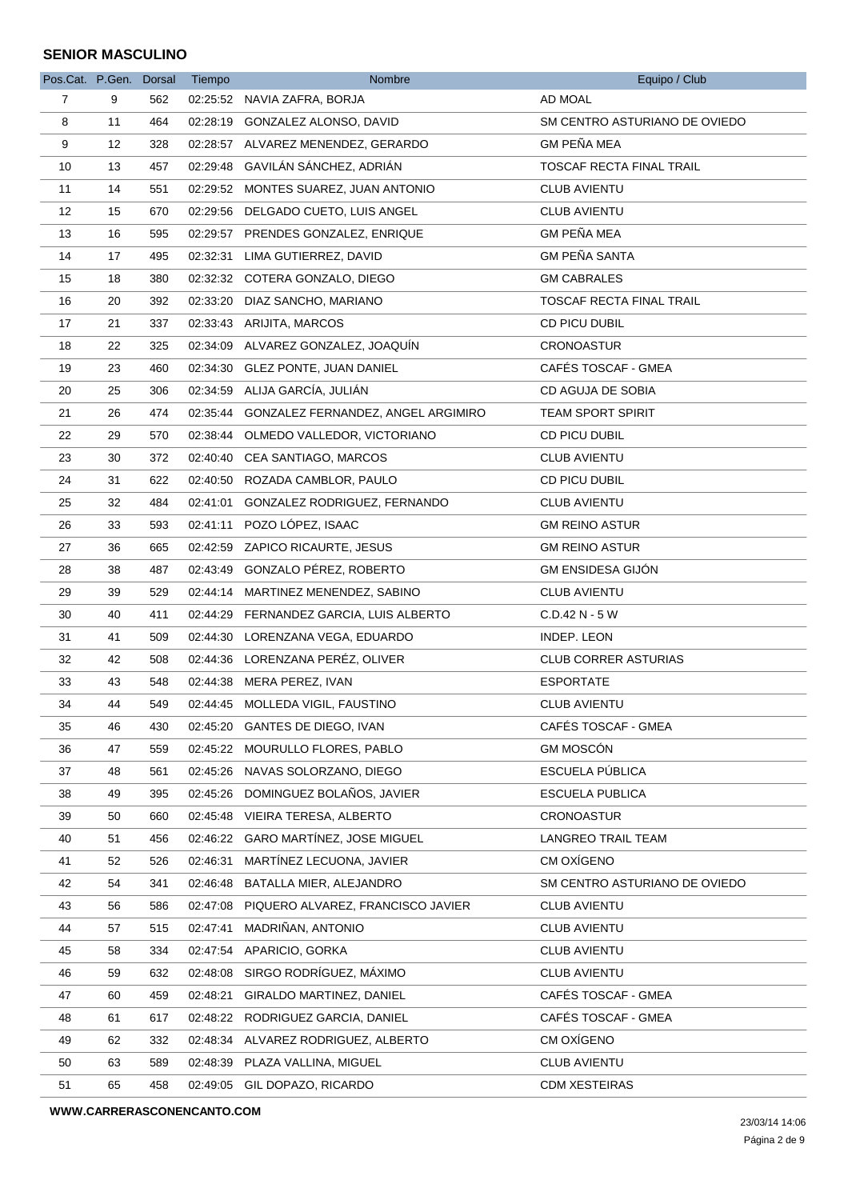## SENIOR MASCULINO

| Pos.Cat. | P.Gen. | Dorsal | Tiempo | Nombre | Equipo / Club |
|---|---|---|---|---|---|
| 7 | 9 | 562 | 02:25:52 | NAVIA ZAFRA, BORJA | AD MOAL |
| 8 | 11 | 464 | 02:28:19 | GONZALEZ ALONSO, DAVID | SM CENTRO ASTURIANO DE OVIEDO |
| 9 | 12 | 328 | 02:28:57 | ALVAREZ MENENDEZ, GERARDO | GM PEÑA MEA |
| 10 | 13 | 457 | 02:29:48 | GAVILÁN SÁNCHEZ, ADRIÁN | TOSCAF RECTA FINAL TRAIL |
| 11 | 14 | 551 | 02:29:52 | MONTES SUAREZ, JUAN ANTONIO | CLUB AVIENTU |
| 12 | 15 | 670 | 02:29:56 | DELGADO CUETO, LUIS ANGEL | CLUB AVIENTU |
| 13 | 16 | 595 | 02:29:57 | PRENDES GONZALEZ, ENRIQUE | GM PEÑA MEA |
| 14 | 17 | 495 | 02:32:31 | LIMA GUTIERREZ, DAVID | GM PEÑA SANTA |
| 15 | 18 | 380 | 02:32:32 | COTERA GONZALO, DIEGO | GM CABRALES |
| 16 | 20 | 392 | 02:33:20 | DIAZ SANCHO, MARIANO | TOSCAF RECTA FINAL TRAIL |
| 17 | 21 | 337 | 02:33:43 | ARIJITA, MARCOS | CD PICU DUBIL |
| 18 | 22 | 325 | 02:34:09 | ALVAREZ GONZALEZ, JOAQUÍN | CRONOASTUR |
| 19 | 23 | 460 | 02:34:30 | GLEZ PONTE, JUAN DANIEL | CAFÉS TOSCAF - GMEA |
| 20 | 25 | 306 | 02:34:59 | ALIJA GARCÍA, JULIÁN | CD AGUJA DE SOBIA |
| 21 | 26 | 474 | 02:35:44 | GONZALEZ FERNANDEZ, ANGEL ARGIMIRO | TEAM SPORT SPIRIT |
| 22 | 29 | 570 | 02:38:44 | OLMEDO VALLEDOR, VICTORIANO | CD PICU DUBIL |
| 23 | 30 | 372 | 02:40:40 | CEA SANTIAGO, MARCOS | CLUB AVIENTU |
| 24 | 31 | 622 | 02:40:50 | ROZADA CAMBLOR, PAULO | CD PICU DUBIL |
| 25 | 32 | 484 | 02:41:01 | GONZALEZ RODRIGUEZ, FERNANDO | CLUB AVIENTU |
| 26 | 33 | 593 | 02:41:11 | POZO LÓPEZ, ISAAC | GM REINO ASTUR |
| 27 | 36 | 665 | 02:42:59 | ZAPICO RICAURTE, JESUS | GM REINO ASTUR |
| 28 | 38 | 487 | 02:43:49 | GONZALO PÉREZ, ROBERTO | GM ENSIDESA GIJÓN |
| 29 | 39 | 529 | 02:44:14 | MARTINEZ MENENDEZ, SABINO | CLUB AVIENTU |
| 30 | 40 | 411 | 02:44:29 | FERNANDEZ GARCIA, LUIS ALBERTO | C.D.42 N - 5 W |
| 31 | 41 | 509 | 02:44:30 | LORENZANA VEGA, EDUARDO | INDEP. LEON |
| 32 | 42 | 508 | 02:44:36 | LORENZANA PERÉZ, OLIVER | CLUB CORRER ASTURIAS |
| 33 | 43 | 548 | 02:44:38 | MERA PEREZ, IVAN | ESPORTATE |
| 34 | 44 | 549 | 02:44:45 | MOLLEDA VIGIL, FAUSTINO | CLUB AVIENTU |
| 35 | 46 | 430 | 02:45:20 | GANTES DE DIEGO, IVAN | CAFÉS TOSCAF - GMEA |
| 36 | 47 | 559 | 02:45:22 | MOURULLO FLORES, PABLO | GM MOSCÓN |
| 37 | 48 | 561 | 02:45:26 | NAVAS SOLORZANO, DIEGO | ESCUELA PÚBLICA |
| 38 | 49 | 395 | 02:45:26 | DOMINGUEZ BOLAÑOS, JAVIER | ESCUELA PUBLICA |
| 39 | 50 | 660 | 02:45:48 | VIEIRA TERESA, ALBERTO | CRONOASTUR |
| 40 | 51 | 456 | 02:46:22 | GARO MARTÍNEZ, JOSE MIGUEL | LANGREO TRAIL TEAM |
| 41 | 52 | 526 | 02:46:31 | MARTÍNEZ LECUONA, JAVIER | CM OXÍGENO |
| 42 | 54 | 341 | 02:46:48 | BATALLA MIER, ALEJANDRO | SM CENTRO ASTURIANO DE OVIEDO |
| 43 | 56 | 586 | 02:47:08 | PIQUERO ALVAREZ, FRANCISCO JAVIER | CLUB AVIENTU |
| 44 | 57 | 515 | 02:47:41 | MADRIÑAN, ANTONIO | CLUB AVIENTU |
| 45 | 58 | 334 | 02:47:54 | APARICIO, GORKA | CLUB AVIENTU |
| 46 | 59 | 632 | 02:48:08 | SIRGO RODRÍGUEZ, MÁXIMO | CLUB AVIENTU |
| 47 | 60 | 459 | 02:48:21 | GIRALDO MARTINEZ, DANIEL | CAFÉS TOSCAF - GMEA |
| 48 | 61 | 617 | 02:48:22 | RODRIGUEZ GARCIA, DANIEL | CAFÉS TOSCAF - GMEA |
| 49 | 62 | 332 | 02:48:34 | ALVAREZ RODRIGUEZ, ALBERTO | CM OXÍGENO |
| 50 | 63 | 589 | 02:48:39 | PLAZA VALLINA, MIGUEL | CLUB AVIENTU |
| 51 | 65 | 458 | 02:49:05 | GIL DOPAZO, RICARDO | CDM XESTEIRAS |

**WWW.CARRERASCONENCANTO.COM**

23/03/14 14:06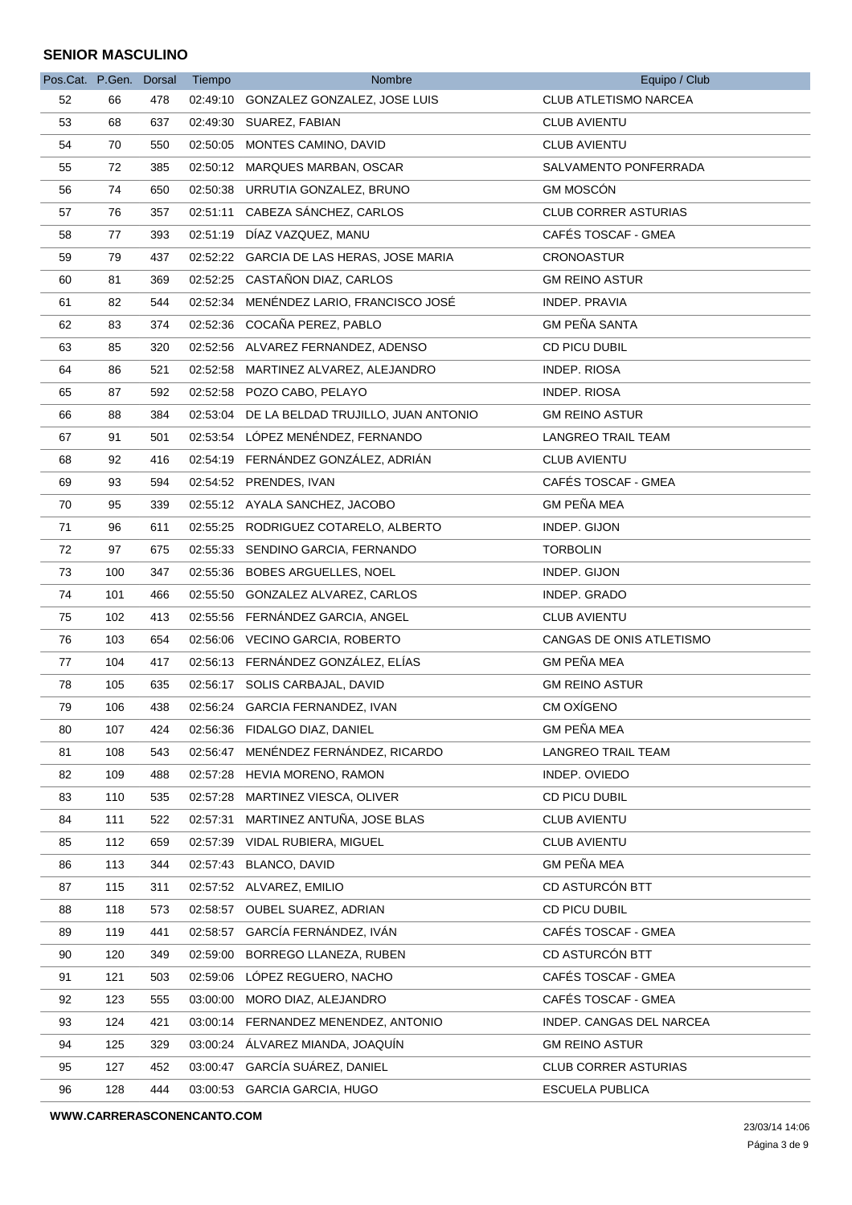## SENIOR MASCULINO

| Pos.Cat. | P.Gen. | Dorsal | Tiempo | Nombre | Equipo / Club |
|---|---|---|---|---|---|
| 52 | 66 | 478 | 02:49:10 | GONZALEZ GONZALEZ, JOSE LUIS | CLUB ATLETISMO NARCEA |
| 53 | 68 | 637 | 02:49:30 | SUAREZ, FABIAN | CLUB AVIENTU |
| 54 | 70 | 550 | 02:50:05 | MONTES CAMINO, DAVID | CLUB AVIENTU |
| 55 | 72 | 385 | 02:50:12 | MARQUES MARBAN, OSCAR | SALVAMENTO PONFERRADA |
| 56 | 74 | 650 | 02:50:38 | URRUTIA GONZALEZ, BRUNO | GM MOSCÓN |
| 57 | 76 | 357 | 02:51:11 | CABEZA SÁNCHEZ, CARLOS | CLUB CORRER ASTURIAS |
| 58 | 77 | 393 | 02:51:19 | DÍAZ VAZQUEZ, MANU | CAFÉS TOSCAF - GMEA |
| 59 | 79 | 437 | 02:52:22 | GARCIA DE LAS HERAS, JOSE MARIA | CRONOASTUR |
| 60 | 81 | 369 | 02:52:25 | CASTAÑON DIAZ, CARLOS | GM REINO ASTUR |
| 61 | 82 | 544 | 02:52:34 | MENÉNDEZ LARIO, FRANCISCO JOSÉ | INDEP. PRAVIA |
| 62 | 83 | 374 | 02:52:36 | COCAÑA PEREZ, PABLO | GM PEÑA SANTA |
| 63 | 85 | 320 | 02:52:56 | ALVAREZ FERNANDEZ, ADENSO | CD PICU DUBIL |
| 64 | 86 | 521 | 02:52:58 | MARTINEZ ALVAREZ, ALEJANDRO | INDEP. RIOSA |
| 65 | 87 | 592 | 02:52:58 | POZO CABO, PELAYO | INDEP. RIOSA |
| 66 | 88 | 384 | 02:53:04 | DE LA BELDAD TRUJILLO, JUAN ANTONIO | GM REINO ASTUR |
| 67 | 91 | 501 | 02:53:54 | LÓPEZ MENÉNDEZ, FERNANDO | LANGREO TRAIL TEAM |
| 68 | 92 | 416 | 02:54:19 | FERNÁNDEZ GONZÁLEZ, ADRIÁN | CLUB AVIENTU |
| 69 | 93 | 594 | 02:54:52 | PRENDES, IVAN | CAFÉS TOSCAF - GMEA |
| 70 | 95 | 339 | 02:55:12 | AYALA SANCHEZ, JACOBO | GM PEÑA MEA |
| 71 | 96 | 611 | 02:55:25 | RODRIGUEZ COTARELO, ALBERTO | INDEP. GIJON |
| 72 | 97 | 675 | 02:55:33 | SENDINO GARCIA, FERNANDO | TORBOLIN |
| 73 | 100 | 347 | 02:55:36 | BOBES ARGUELLES, NOEL | INDEP. GIJON |
| 74 | 101 | 466 | 02:55:50 | GONZALEZ ALVAREZ, CARLOS | INDEP. GRADO |
| 75 | 102 | 413 | 02:55:56 | FERNÁNDEZ GARCIA, ANGEL | CLUB AVIENTU |
| 76 | 103 | 654 | 02:56:06 | VECINO GARCIA, ROBERTO | CANGAS DE ONIS ATLETISMO |
| 77 | 104 | 417 | 02:56:13 | FERNÁNDEZ GONZÁLEZ, ELÍAS | GM PEÑA MEA |
| 78 | 105 | 635 | 02:56:17 | SOLIS CARBAJAL, DAVID | GM REINO ASTUR |
| 79 | 106 | 438 | 02:56:24 | GARCIA FERNANDEZ, IVAN | CM OXÍGENO |
| 80 | 107 | 424 | 02:56:36 | FIDALGO DIAZ, DANIEL | GM PEÑA MEA |
| 81 | 108 | 543 | 02:56:47 | MENÉNDEZ FERNÁNDEZ, RICARDO | LANGREO TRAIL TEAM |
| 82 | 109 | 488 | 02:57:28 | HEVIA MORENO, RAMON | INDEP. OVIEDO |
| 83 | 110 | 535 | 02:57:28 | MARTINEZ VIESCA, OLIVER | CD PICU DUBIL |
| 84 | 111 | 522 | 02:57:31 | MARTINEZ ANTUÑA, JOSE BLAS | CLUB AVIENTU |
| 85 | 112 | 659 | 02:57:39 | VIDAL RUBIERA, MIGUEL | CLUB AVIENTU |
| 86 | 113 | 344 | 02:57:43 | BLANCO, DAVID | GM PEÑA MEA |
| 87 | 115 | 311 | 02:57:52 | ALVAREZ, EMILIO | CD ASTURCÓN BTT |
| 88 | 118 | 573 | 02:58:57 | OUBEL SUAREZ, ADRIAN | CD PICU DUBIL |
| 89 | 119 | 441 | 02:58:57 | GARCÍA FERNÁNDEZ, IVÁN | CAFÉS TOSCAF - GMEA |
| 90 | 120 | 349 | 02:59:00 | BORREGO LLANEZA, RUBEN | CD ASTURCÓN BTT |
| 91 | 121 | 503 | 02:59:06 | LÓPEZ REGUERO, NACHO | CAFÉS TOSCAF - GMEA |
| 92 | 123 | 555 | 03:00:00 | MORO DIAZ, ALEJANDRO | CAFÉS TOSCAF - GMEA |
| 93 | 124 | 421 | 03:00:14 | FERNANDEZ MENENDEZ, ANTONIO | INDEP. CANGAS DEL NARCEA |
| 94 | 125 | 329 | 03:00:24 | ÁLVAREZ MIANDA, JOAQUÍN | GM REINO ASTUR |
| 95 | 127 | 452 | 03:00:47 | GARCÍA SUÁREZ, DANIEL | CLUB CORRER ASTURIAS |
| 96 | 128 | 444 | 03:00:53 | GARCIA GARCIA, HUGO | ESCUELA PUBLICA |

**WWW.CARRERASCONENCANTO.COM**

23/03/14 14:06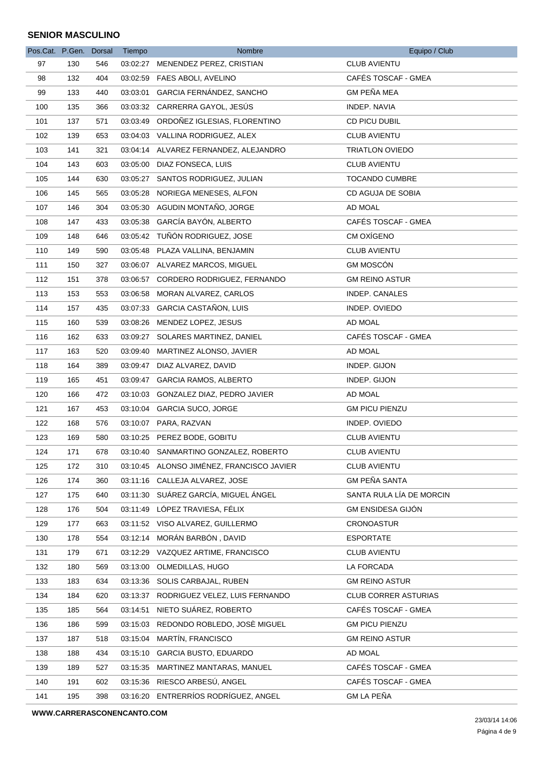**SENIOR MASCULINO**

| Pos.Cat. | P.Gen. | Dorsal | Tiempo | Nombre | Equipo / Club |
|---|---|---|---|---|---|
| 97 | 130 | 546 | 03:02:27 | MENENDEZ PEREZ, CRISTIAN | CLUB AVIENTU |
| 98 | 132 | 404 | 03:02:59 | FAES ABOLI, AVELINO | CAFÉS TOSCAF - GMEA |
| 99 | 133 | 440 | 03:03:01 | GARCIA FERNÁNDEZ, SANCHO | GM PEÑA MEA |
| 100 | 135 | 366 | 03:03:32 | CARRERRA GAYOL, JESÚS | INDEP. NAVIA |
| 101 | 137 | 571 | 03:03:49 | ORDOÑEZ IGLESIAS, FLORENTINO | CD PICU DUBIL |
| 102 | 139 | 653 | 03:04:03 | VALLINA RODRIGUEZ, ALEX | CLUB AVIENTU |
| 103 | 141 | 321 | 03:04:14 | ALVAREZ FERNANDEZ, ALEJANDRO | TRIATLON OVIEDO |
| 104 | 143 | 603 | 03:05:00 | DIAZ FONSECA, LUIS | CLUB AVIENTU |
| 105 | 144 | 630 | 03:05:27 | SANTOS RODRIGUEZ, JULIAN | TOCANDO CUMBRE |
| 106 | 145 | 565 | 03:05:28 | NORIEGA MENESES, ALFON | CD AGUJA DE SOBIA |
| 107 | 146 | 304 | 03:05:30 | AGUDIN MONTAÑO, JORGE | AD MOAL |
| 108 | 147 | 433 | 03:05:38 | GARCÍA BAYÓN, ALBERTO | CAFÉS TOSCAF - GMEA |
| 109 | 148 | 646 | 03:05:42 | TUÑÓN RODRIGUEZ, JOSE | CM OXÍGENO |
| 110 | 149 | 590 | 03:05:48 | PLAZA VALLINA, BENJAMIN | CLUB AVIENTU |
| 111 | 150 | 327 | 03:06:07 | ALVAREZ MARCOS, MIGUEL | GM MOSCÓN |
| 112 | 151 | 378 | 03:06:57 | CORDERO RODRIGUEZ, FERNANDO | GM REINO ASTUR |
| 113 | 153 | 553 | 03:06:58 | MORAN ALVAREZ, CARLOS | INDEP. CANALES |
| 114 | 157 | 435 | 03:07:33 | GARCIA CASTAÑON, LUIS | INDEP. OVIEDO |
| 115 | 160 | 539 | 03:08:26 | MENDEZ LOPEZ, JESUS | AD MOAL |
| 116 | 162 | 633 | 03:09:27 | SOLARES MARTINEZ, DANIEL | CAFÉS TOSCAF - GMEA |
| 117 | 163 | 520 | 03:09:40 | MARTINEZ ALONSO, JAVIER | AD MOAL |
| 118 | 164 | 389 | 03:09:47 | DIAZ ALVAREZ, DAVID | INDEP. GIJON |
| 119 | 165 | 451 | 03:09:47 | GARCIA RAMOS, ALBERTO | INDEP. GIJON |
| 120 | 166 | 472 | 03:10:03 | GONZALEZ DIAZ, PEDRO JAVIER | AD MOAL |
| 121 | 167 | 453 | 03:10:04 | GARCIA SUCO, JORGE | GM PICU PIENZU |
| 122 | 168 | 576 | 03:10:07 | PARA, RAZVAN | INDEP. OVIEDO |
| 123 | 169 | 580 | 03:10:25 | PEREZ BODE, GOBITU | CLUB AVIENTU |
| 124 | 171 | 678 | 03:10:40 | SANMARTINO GONZALEZ, ROBERTO | CLUB AVIENTU |
| 125 | 172 | 310 | 03:10:45 | ALONSO JIMÉNEZ, FRANCISCO JAVIER | CLUB AVIENTU |
| 126 | 174 | 360 | 03:11:16 | CALLEJA ALVAREZ, JOSE | GM PEÑA SANTA |
| 127 | 175 | 640 | 03:11:30 | SUÁREZ GARCÍA, MIGUEL ÁNGEL | SANTA RULA LÍA DE MORCIN |
| 128 | 176 | 504 | 03:11:49 | LÓPEZ TRAVIESA, FÉLIX | GM ENSIDESA GIJÓN |
| 129 | 177 | 663 | 03:11:52 | VISO ALVAREZ, GUILLERMO | CRONOASTUR |
| 130 | 178 | 554 | 03:12:14 | MORÁN BARBÓN , DAVID | ESPORTATE |
| 131 | 179 | 671 | 03:12:29 | VAZQUEZ ARTIME, FRANCISCO | CLUB AVIENTU |
| 132 | 180 | 569 | 03:13:00 | OLMEDILLAS, HUGO | LA FORCADA |
| 133 | 183 | 634 | 03:13:36 | SOLIS CARBAJAL, RUBEN | GM REINO ASTUR |
| 134 | 184 | 620 | 03:13:37 | RODRIGUEZ VELEZ, LUIS FERNANDO | CLUB CORRER ASTURIAS |
| 135 | 185 | 564 | 03:14:51 | NIETO SUÁREZ, ROBERTO | CAFÉS TOSCAF - GMEA |
| 136 | 186 | 599 | 03:15:03 | REDONDO ROBLEDO, JOSÈ MIGUEL | GM PICU PIENZU |
| 137 | 187 | 518 | 03:15:04 | MARTÍN, FRANCISCO | GM REINO ASTUR |
| 138 | 188 | 434 | 03:15:10 | GARCIA BUSTO, EDUARDO | AD MOAL |
| 139 | 189 | 527 | 03:15:35 | MARTINEZ MANTARAS, MANUEL | CAFÉS TOSCAF - GMEA |
| 140 | 191 | 602 | 03:15:36 | RIESCO ARBESÚ, ANGEL | CAFÉS TOSCAF - GMEA |
| 141 | 195 | 398 | 03:16:20 | ENTRERRÍOS RODRÍGUEZ, ANGEL | GM LA PEÑA |

**WWW.CARRERASCONENCANTO.COM**

23/03/14 14:06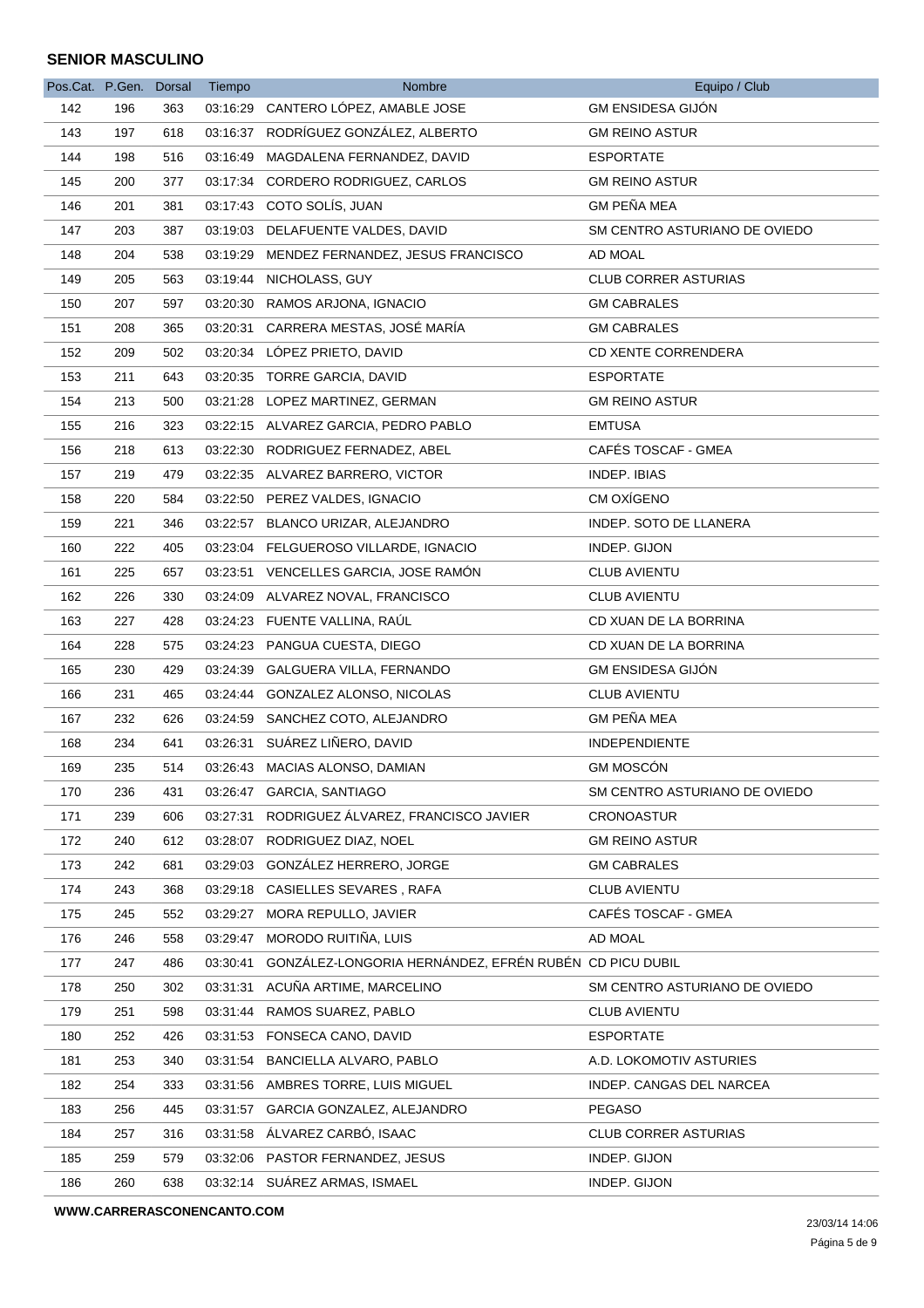**SENIOR MASCULINO**

| Pos.Cat. | P.Gen. | Dorsal | Tiempo | Nombre | Equipo / Club |
|---|---|---|---|---|---|
| 142 | 196 | 363 | 03:16:29 | CANTERO LÓPEZ, AMABLE JOSE | GM ENSIDESA GIJÓN |
| 143 | 197 | 618 | 03:16:37 | RODRÍGUEZ GONZÁLEZ, ALBERTO | GM REINO ASTUR |
| 144 | 198 | 516 | 03:16:49 | MAGDALENA FERNANDEZ, DAVID | ESPORTATE |
| 145 | 200 | 377 | 03:17:34 | CORDERO RODRIGUEZ, CARLOS | GM REINO ASTUR |
| 146 | 201 | 381 | 03:17:43 | COTO SOLÍS, JUAN | GM PEÑA MEA |
| 147 | 203 | 387 | 03:19:03 | DELAFUENTE VALDES, DAVID | SM CENTRO ASTURIANO DE OVIEDO |
| 148 | 204 | 538 | 03:19:29 | MENDEZ FERNANDEZ, JESUS FRANCISCO | AD MOAL |
| 149 | 205 | 563 | 03:19:44 | NICHOLASS, GUY | CLUB CORRER ASTURIAS |
| 150 | 207 | 597 | 03:20:30 | RAMOS ARJONA, IGNACIO | GM CABRALES |
| 151 | 208 | 365 | 03:20:31 | CARRERA MESTAS, JOSÉ MARÍA | GM CABRALES |
| 152 | 209 | 502 | 03:20:34 | LÓPEZ PRIETO, DAVID | CD XENTE CORRENDERA |
| 153 | 211 | 643 | 03:20:35 | TORRE GARCIA, DAVID | ESPORTATE |
| 154 | 213 | 500 | 03:21:28 | LOPEZ MARTINEZ, GERMAN | GM REINO ASTUR |
| 155 | 216 | 323 | 03:22:15 | ALVAREZ GARCIA, PEDRO PABLO | EMTUSA |
| 156 | 218 | 613 | 03:22:30 | RODRIGUEZ FERNADEZ, ABEL | CAFÉS TOSCAF - GMEA |
| 157 | 219 | 479 | 03:22:35 | ALVAREZ BARRERO, VICTOR | INDEP. IBIAS |
| 158 | 220 | 584 | 03:22:50 | PEREZ VALDES, IGNACIO | CM OXÍGENO |
| 159 | 221 | 346 | 03:22:57 | BLANCO URIZAR, ALEJANDRO | INDEP. SOTO DE LLANERA |
| 160 | 222 | 405 | 03:23:04 | FELGUEROSO VILLARDE, IGNACIO | INDEP. GIJON |
| 161 | 225 | 657 | 03:23:51 | VENCELLES GARCIA, JOSE RAMÓN | CLUB AVIENTU |
| 162 | 226 | 330 | 03:24:09 | ALVAREZ NOVAL, FRANCISCO | CLUB AVIENTU |
| 163 | 227 | 428 | 03:24:23 | FUENTE VALLINA, RAÚL | CD XUAN DE LA BORRINA |
| 164 | 228 | 575 | 03:24:23 | PANGUA CUESTA, DIEGO | CD XUAN DE LA BORRINA |
| 165 | 230 | 429 | 03:24:39 | GALGUERA VILLA, FERNANDO | GM ENSIDESA GIJÓN |
| 166 | 231 | 465 | 03:24:44 | GONZALEZ ALONSO, NICOLAS | CLUB AVIENTU |
| 167 | 232 | 626 | 03:24:59 | SANCHEZ COTO, ALEJANDRO | GM PEÑA MEA |
| 168 | 234 | 641 | 03:26:31 | SUÁREZ LIÑERO, DAVID | INDEPENDIENTE |
| 169 | 235 | 514 | 03:26:43 | MACIAS ALONSO, DAMIAN | GM MOSCÓN |
| 170 | 236 | 431 | 03:26:47 | GARCIA, SANTIAGO | SM CENTRO ASTURIANO DE OVIEDO |
| 171 | 239 | 606 | 03:27:31 | RODRIGUEZ ÁLVAREZ, FRANCISCO JAVIER | CRONOASTUR |
| 172 | 240 | 612 | 03:28:07 | RODRIGUEZ DIAZ, NOEL | GM REINO ASTUR |
| 173 | 242 | 681 | 03:29:03 | GONZÁLEZ HERRERO, JORGE | GM CABRALES |
| 174 | 243 | 368 | 03:29:18 | CASIELLES SEVARES , RAFA | CLUB AVIENTU |
| 175 | 245 | 552 | 03:29:27 | MORA REPULLO, JAVIER | CAFÉS TOSCAF - GMEA |
| 176 | 246 | 558 | 03:29:47 | MORODO RUITIÑA, LUIS | AD MOAL |
| 177 | 247 | 486 | 03:30:41 | GONZÁLEZ-LONGORIA HERNÁNDEZ, EFRÉN RUBÉN | CD PICU DUBIL |
| 178 | 250 | 302 | 03:31:31 | ACUÑA ARTIME, MARCELINO | SM CENTRO ASTURIANO DE OVIEDO |
| 179 | 251 | 598 | 03:31:44 | RAMOS SUAREZ, PABLO | CLUB AVIENTU |
| 180 | 252 | 426 | 03:31:53 | FONSECA CANO, DAVID | ESPORTATE |
| 181 | 253 | 340 | 03:31:54 | BANCIELLA ALVARO, PABLO | A.D. LOKOMOTIV ASTURIES |
| 182 | 254 | 333 | 03:31:56 | AMBRES TORRE, LUIS MIGUEL | INDEP. CANGAS DEL NARCEA |
| 183 | 256 | 445 | 03:31:57 | GARCIA GONZALEZ, ALEJANDRO | PEGASO |
| 184 | 257 | 316 | 03:31:58 | ÁLVAREZ CARBÓ, ISAAC | CLUB CORRER ASTURIAS |
| 185 | 259 | 579 | 03:32:06 | PASTOR FERNANDEZ, JESUS | INDEP. GIJON |
| 186 | 260 | 638 | 03:32:14 | SUÁREZ ARMAS, ISMAEL | INDEP. GIJON |

**WWW.CARRERASCONENCANTO.COM**

23/03/14 14:06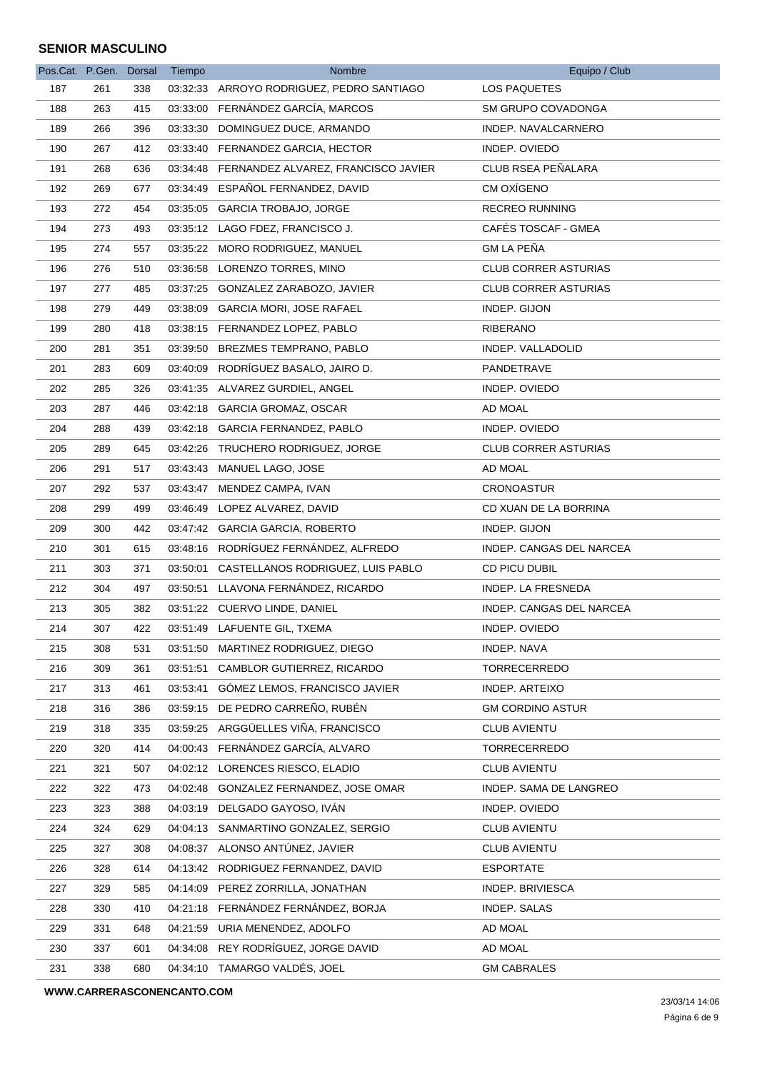**SENIOR MASCULINO**

| Pos.Cat. | P.Gen. | Dorsal | Tiempo | Nombre | Equipo / Club |
|---|---|---|---|---|---|
| 187 | 261 | 338 | 03:32:33 | ARROYO RODRIGUEZ, PEDRO SANTIAGO | LOS PAQUETES |
| 188 | 263 | 415 | 03:33:00 | FERNÁNDEZ GARCÍA, MARCOS | SM GRUPO COVADONGA |
| 189 | 266 | 396 | 03:33:30 | DOMINGUEZ DUCE, ARMANDO | INDEP. NAVALCARNERO |
| 190 | 267 | 412 | 03:33:40 | FERNANDEZ GARCIA, HECTOR | INDEP. OVIEDO |
| 191 | 268 | 636 | 03:34:48 | FERNANDEZ ALVAREZ, FRANCISCO JAVIER | CLUB RSEA PEÑALARA |
| 192 | 269 | 677 | 03:34:49 | ESPAÑOL FERNANDEZ, DAVID | CM OXÍGENO |
| 193 | 272 | 454 | 03:35:05 | GARCIA TROBAJO, JORGE | RECREO RUNNING |
| 194 | 273 | 493 | 03:35:12 | LAGO FDEZ, FRANCISCO J. | CAFÉS TOSCAF - GMEA |
| 195 | 274 | 557 | 03:35:22 | MORO RODRIGUEZ, MANUEL | GM LA PEÑA |
| 196 | 276 | 510 | 03:36:58 | LORENZO TORRES, MINO | CLUB CORRER ASTURIAS |
| 197 | 277 | 485 | 03:37:25 | GONZALEZ ZARABOZO, JAVIER | CLUB CORRER ASTURIAS |
| 198 | 279 | 449 | 03:38:09 | GARCIA MORI, JOSE RAFAEL | INDEP. GIJON |
| 199 | 280 | 418 | 03:38:15 | FERNANDEZ LOPEZ, PABLO | RIBERANO |
| 200 | 281 | 351 | 03:39:50 | BREZMES TEMPRANO, PABLO | INDEP. VALLADOLID |
| 201 | 283 | 609 | 03:40:09 | RODRÍGUEZ BASALO, JAIRO D. | PANDETRAVE |
| 202 | 285 | 326 | 03:41:35 | ALVAREZ GURDIEL, ANGEL | INDEP. OVIEDO |
| 203 | 287 | 446 | 03:42:18 | GARCIA GROMAZ, OSCAR | AD MOAL |
| 204 | 288 | 439 | 03:42:18 | GARCIA FERNANDEZ, PABLO | INDEP. OVIEDO |
| 205 | 289 | 645 | 03:42:26 | TRUCHERO RODRIGUEZ, JORGE | CLUB CORRER ASTURIAS |
| 206 | 291 | 517 | 03:43:43 | MANUEL LAGO, JOSE | AD MOAL |
| 207 | 292 | 537 | 03:43:47 | MENDEZ CAMPA, IVAN | CRONOASTUR |
| 208 | 299 | 499 | 03:46:49 | LOPEZ ALVAREZ, DAVID | CD XUAN DE LA BORRINA |
| 209 | 300 | 442 | 03:47:42 | GARCIA GARCIA, ROBERTO | INDEP. GIJON |
| 210 | 301 | 615 | 03:48:16 | RODRÍGUEZ FERNÁNDEZ, ALFREDO | INDEP. CANGAS DEL NARCEA |
| 211 | 303 | 371 | 03:50:01 | CASTELLANOS RODRIGUEZ, LUIS PABLO | CD PICU DUBIL |
| 212 | 304 | 497 | 03:50:51 | LLAVONA FERNÁNDEZ, RICARDO | INDEP. LA FRESNEDA |
| 213 | 305 | 382 | 03:51:22 | CUERVO LINDE, DANIEL | INDEP. CANGAS DEL NARCEA |
| 214 | 307 | 422 | 03:51:49 | LAFUENTE GIL, TXEMA | INDEP. OVIEDO |
| 215 | 308 | 531 | 03:51:50 | MARTINEZ RODRIGUEZ, DIEGO | INDEP. NAVA |
| 216 | 309 | 361 | 03:51:51 | CAMBLOR GUTIERREZ, RICARDO | TORRECERREDO |
| 217 | 313 | 461 | 03:53:41 | GÓMEZ LEMOS, FRANCISCO JAVIER | INDEP. ARTEIXO |
| 218 | 316 | 386 | 03:59:15 | DE PEDRO CARREÑO, RUBÉN | GM CORDINO ASTUR |
| 219 | 318 | 335 | 03:59:25 | ARGGÜELLES VIÑA, FRANCISCO | CLUB AVIENTU |
| 220 | 320 | 414 | 04:00:43 | FERNÁNDEZ GARCÍA, ALVARO | TORRECERREDO |
| 221 | 321 | 507 | 04:02:12 | LORENCES RIESCO, ELADIO | CLUB AVIENTU |
| 222 | 322 | 473 | 04:02:48 | GONZALEZ FERNANDEZ, JOSE OMAR | INDEP. SAMA DE LANGREO |
| 223 | 323 | 388 | 04:03:19 | DELGADO GAYOSO, IVÁN | INDEP. OVIEDO |
| 224 | 324 | 629 | 04:04:13 | SANMARTINO GONZALEZ, SERGIO | CLUB AVIENTU |
| 225 | 327 | 308 | 04:08:37 | ALONSO ANTÚNEZ, JAVIER | CLUB AVIENTU |
| 226 | 328 | 614 | 04:13:42 | RODRIGUEZ FERNANDEZ, DAVID | ESPORTATE |
| 227 | 329 | 585 | 04:14:09 | PEREZ ZORRILLA, JONATHAN | INDEP. BRIVIESCA |
| 228 | 330 | 410 | 04:21:18 | FERNÁNDEZ FERNÁNDEZ, BORJA | INDEP. SALAS |
| 229 | 331 | 648 | 04:21:59 | URIA MENENDEZ, ADOLFO | AD MOAL |
| 230 | 337 | 601 | 04:34:08 | REY RODRÍGUEZ, JORGE DAVID | AD MOAL |
| 231 | 338 | 680 | 04:34:10 | TAMARGO VALDÉS, JOEL | GM CABRALES |

**WWW.CARRERASCONENCANTO.COM**

23/03/14 14:06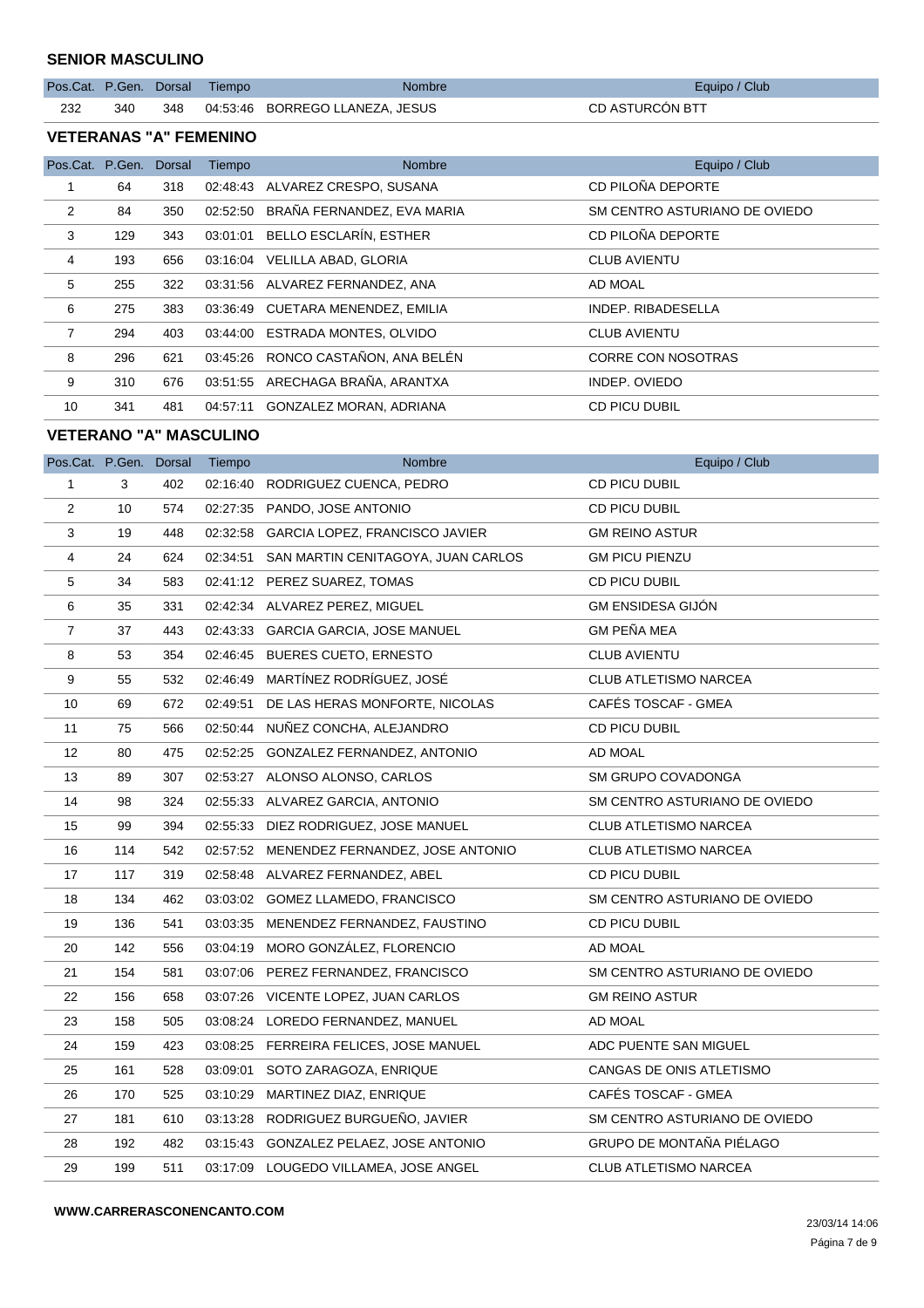## SENIOR MASCULINO

| Pos.Cat. | P.Gen. | Dorsal | Tiempo | Nombre | Equipo / Club |
|---|---|---|---|---|---|
| 232 | 340 | 348 | 04:53:46 | BORREGO LLANEZA, JESUS | CD ASTURCÓN BTT |

## VETERANAS "A" FEMENINO

| Pos.Cat. | P.Gen. | Dorsal | Tiempo | Nombre | Equipo / Club |
|---|---|---|---|---|---|
| 1 | 64 | 318 | 02:48:43 | ALVAREZ CRESPO, SUSANA | CD PILOÑA DEPORTE |
| 2 | 84 | 350 | 02:52:50 | BRAÑA FERNANDEZ, EVA MARIA | SM CENTRO ASTURIANO DE OVIEDO |
| 3 | 129 | 343 | 03:01:01 | BELLO ESCLARÍN, ESTHER | CD PILOÑA DEPORTE |
| 4 | 193 | 656 | 03:16:04 | VELILLA ABAD, GLORIA | CLUB AVIENTU |
| 5 | 255 | 322 | 03:31:56 | ALVAREZ FERNANDEZ, ANA | AD MOAL |
| 6 | 275 | 383 | 03:36:49 | CUETARA MENENDEZ, EMILIA | INDEP. RIBADESELLA |
| 7 | 294 | 403 | 03:44:00 | ESTRADA MONTES, OLVIDO | CLUB AVIENTU |
| 8 | 296 | 621 | 03:45:26 | RONCO CASTAÑON, ANA BELÉN | CORRE CON NOSOTRAS |
| 9 | 310 | 676 | 03:51:55 | ARECHAGA BRAÑA, ARANTXA | INDEP. OVIEDO |
| 10 | 341 | 481 | 04:57:11 | GONZALEZ MORAN, ADRIANA | CD PICU DUBIL |

## VETERANO "A" MASCULINO

| Pos.Cat. | P.Gen. | Dorsal | Tiempo | Nombre | Equipo / Club |
|---|---|---|---|---|---|
| 1 | 3 | 402 | 02:16:40 | RODRIGUEZ CUENCA, PEDRO | CD PICU DUBIL |
| 2 | 10 | 574 | 02:27:35 | PANDO, JOSE ANTONIO | CD PICU DUBIL |
| 3 | 19 | 448 | 02:32:58 | GARCIA LOPEZ, FRANCISCO JAVIER | GM REINO ASTUR |
| 4 | 24 | 624 | 02:34:51 | SAN MARTIN CENITAGOYA, JUAN CARLOS | GM PICU PIENZU |
| 5 | 34 | 583 | 02:41:12 | PEREZ SUAREZ, TOMAS | CD PICU DUBIL |
| 6 | 35 | 331 | 02:42:34 | ALVAREZ PEREZ, MIGUEL | GM ENSIDESA GIJÓN |
| 7 | 37 | 443 | 02:43:33 | GARCIA GARCIA, JOSE MANUEL | GM PEÑA MEA |
| 8 | 53 | 354 | 02:46:45 | BUERES CUETO, ERNESTO | CLUB AVIENTU |
| 9 | 55 | 532 | 02:46:49 | MARTÍNEZ RODRÍGUEZ, JOSÉ | CLUB ATLETISMO NARCEA |
| 10 | 69 | 672 | 02:49:51 | DE LAS HERAS MONFORTE, NICOLAS | CAFÉS TOSCAF - GMEA |
| 11 | 75 | 566 | 02:50:44 | NUÑEZ CONCHA, ALEJANDRO | CD PICU DUBIL |
| 12 | 80 | 475 | 02:52:25 | GONZALEZ FERNANDEZ, ANTONIO | AD MOAL |
| 13 | 89 | 307 | 02:53:27 | ALONSO ALONSO, CARLOS | SM GRUPO COVADONGA |
| 14 | 98 | 324 | 02:55:33 | ALVAREZ GARCIA, ANTONIO | SM CENTRO ASTURIANO DE OVIEDO |
| 15 | 99 | 394 | 02:55:33 | DIEZ RODRIGUEZ, JOSE MANUEL | CLUB ATLETISMO NARCEA |
| 16 | 114 | 542 | 02:57:52 | MENENDEZ FERNANDEZ, JOSE ANTONIO | CLUB ATLETISMO NARCEA |
| 17 | 117 | 319 | 02:58:48 | ALVAREZ FERNANDEZ, ABEL | CD PICU DUBIL |
| 18 | 134 | 462 | 03:03:02 | GOMEZ LLAMEDO, FRANCISCO | SM CENTRO ASTURIANO DE OVIEDO |
| 19 | 136 | 541 | 03:03:35 | MENENDEZ FERNANDEZ, FAUSTINO | CD PICU DUBIL |
| 20 | 142 | 556 | 03:04:19 | MORO GONZÁLEZ, FLORENCIO | AD MOAL |
| 21 | 154 | 581 | 03:07:06 | PEREZ FERNANDEZ, FRANCISCO | SM CENTRO ASTURIANO DE OVIEDO |
| 22 | 156 | 658 | 03:07:26 | VICENTE LOPEZ, JUAN CARLOS | GM REINO ASTUR |
| 23 | 158 | 505 | 03:08:24 | LOREDO FERNANDEZ, MANUEL | AD MOAL |
| 24 | 159 | 423 | 03:08:25 | FERREIRA FELICES, JOSE MANUEL | ADC PUENTE SAN MIGUEL |
| 25 | 161 | 528 | 03:09:01 | SOTO ZARAGOZA, ENRIQUE | CANGAS DE ONIS ATLETISMO |
| 26 | 170 | 525 | 03:10:29 | MARTINEZ DIAZ, ENRIQUE | CAFÉS TOSCAF - GMEA |
| 27 | 181 | 610 | 03:13:28 | RODRIGUEZ BURGUEÑO, JAVIER | SM CENTRO ASTURIANO DE OVIEDO |
| 28 | 192 | 482 | 03:15:43 | GONZALEZ PELAEZ, JOSE ANTONIO | GRUPO DE MONTAÑA PIÉLAGO |
| 29 | 199 | 511 | 03:17:09 | LOUGEDO VILLAMEA, JOSE ANGEL | CLUB ATLETISMO NARCEA |

**WWW.CARRERASCONENCANTO.COM**

23/03/14 14:06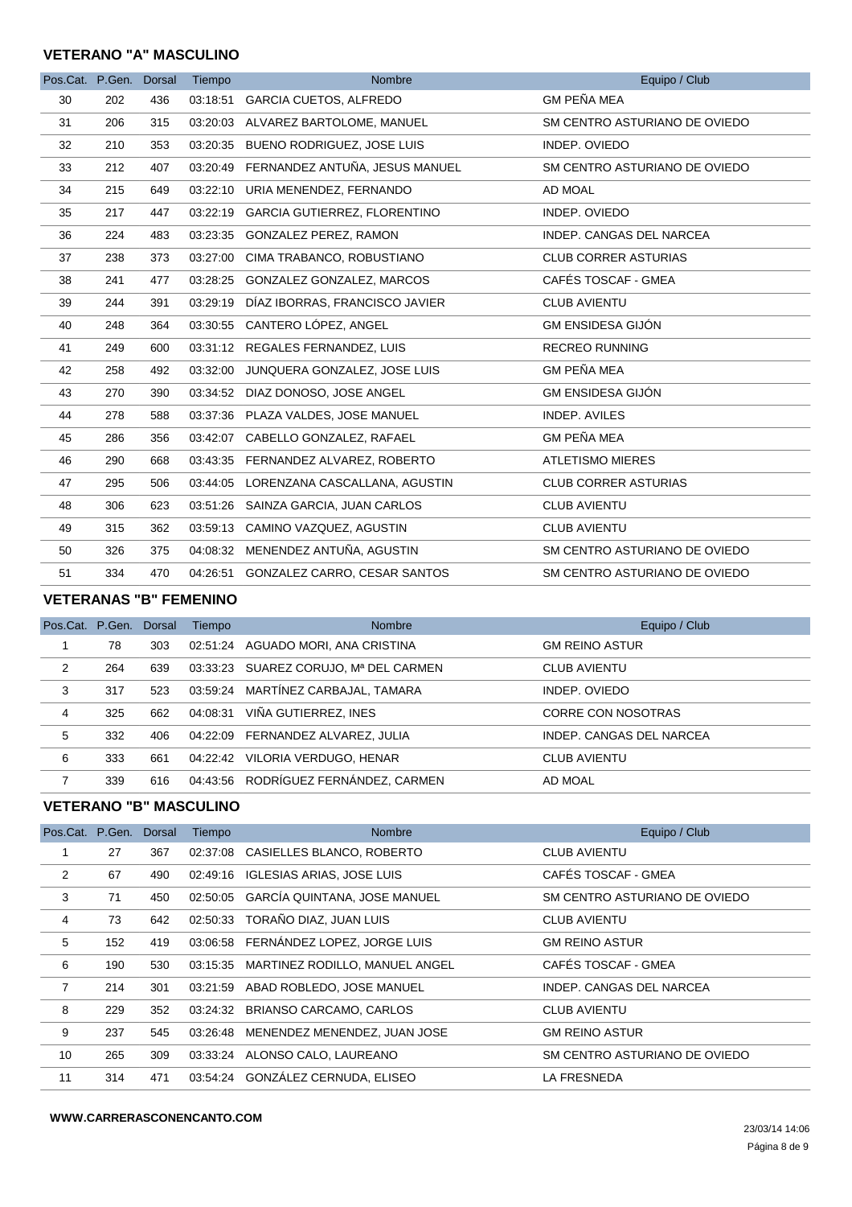### VETERANO "A" MASCULINO

| Pos.Cat. | P.Gen. | Dorsal | Tiempo | Nombre | Equipo / Club |
|---|---|---|---|---|---|
| 30 | 202 | 436 | 03:18:51 | GARCIA CUETOS, ALFREDO | GM PEÑA MEA |
| 31 | 206 | 315 | 03:20:03 | ALVAREZ BARTOLOME, MANUEL | SM CENTRO ASTURIANO DE OVIEDO |
| 32 | 210 | 353 | 03:20:35 | BUENO RODRIGUEZ, JOSE LUIS | INDEP. OVIEDO |
| 33 | 212 | 407 | 03:20:49 | FERNANDEZ ANTUÑA, JESUS MANUEL | SM CENTRO ASTURIANO DE OVIEDO |
| 34 | 215 | 649 | 03:22:10 | URIA MENENDEZ, FERNANDO | AD MOAL |
| 35 | 217 | 447 | 03:22:19 | GARCIA GUTIERREZ, FLORENTINO | INDEP. OVIEDO |
| 36 | 224 | 483 | 03:23:35 | GONZALEZ PEREZ, RAMON | INDEP. CANGAS DEL NARCEA |
| 37 | 238 | 373 | 03:27:00 | CIMA TRABANCO, ROBUSTIANO | CLUB CORRER ASTURIAS |
| 38 | 241 | 477 | 03:28:25 | GONZALEZ GONZALEZ, MARCOS | CAFÉS TOSCAF - GMEA |
| 39 | 244 | 391 | 03:29:19 | DÍAZ IBORRAS, FRANCISCO JAVIER | CLUB AVIENTU |
| 40 | 248 | 364 | 03:30:55 | CANTERO LÓPEZ, ANGEL | GM ENSIDESA GIJÓN |
| 41 | 249 | 600 | 03:31:12 | REGALES FERNANDEZ, LUIS | RECREO RUNNING |
| 42 | 258 | 492 | 03:32:00 | JUNQUERA GONZALEZ, JOSE LUIS | GM PEÑA MEA |
| 43 | 270 | 390 | 03:34:52 | DIAZ DONOSO, JOSE ANGEL | GM ENSIDESA GIJÓN |
| 44 | 278 | 588 | 03:37:36 | PLAZA VALDES, JOSE MANUEL | INDEP. AVILES |
| 45 | 286 | 356 | 03:42:07 | CABELLO GONZALEZ, RAFAEL | GM PEÑA MEA |
| 46 | 290 | 668 | 03:43:35 | FERNANDEZ ALVAREZ, ROBERTO | ATLETISMO MIERES |
| 47 | 295 | 506 | 03:44:05 | LORENZANA CASCALLANA, AGUSTIN | CLUB CORRER ASTURIAS |
| 48 | 306 | 623 | 03:51:26 | SAINZA GARCIA, JUAN CARLOS | CLUB AVIENTU |
| 49 | 315 | 362 | 03:59:13 | CAMINO VAZQUEZ, AGUSTIN | CLUB AVIENTU |
| 50 | 326 | 375 | 04:08:32 | MENENDEZ ANTUÑA, AGUSTIN | SM CENTRO ASTURIANO DE OVIEDO |
| 51 | 334 | 470 | 04:26:51 | GONZALEZ CARRO, CESAR SANTOS | SM CENTRO ASTURIANO DE OVIEDO |

### VETERANAS "B" FEMENINO

| Pos.Cat. | P.Gen. | Dorsal | Tiempo | Nombre | Equipo / Club |
|---|---|---|---|---|---|
| 1 | 78 | 303 | 02:51:24 | AGUADO MORI, ANA CRISTINA | GM REINO ASTUR |
| 2 | 264 | 639 | 03:33:23 | SUAREZ CORUJO, Mª DEL CARMEN | CLUB AVIENTU |
| 3 | 317 | 523 | 03:59:24 | MARTÍNEZ CARBAJAL, TAMARA | INDEP. OVIEDO |
| 4 | 325 | 662 | 04:08:31 | VIÑA GUTIERREZ, INES | CORRE CON NOSOTRAS |
| 5 | 332 | 406 | 04:22:09 | FERNANDEZ ALVAREZ, JULIA | INDEP. CANGAS DEL NARCEA |
| 6 | 333 | 661 | 04:22:42 | VILORIA VERDUGO, HENAR | CLUB AVIENTU |
| 7 | 339 | 616 | 04:43:56 | RODRÍGUEZ FERNÁNDEZ, CARMEN | AD MOAL |

### VETERANO "B" MASCULINO

| Pos.Cat. | P.Gen. | Dorsal | Tiempo | Nombre | Equipo / Club |
|---|---|---|---|---|---|
| 1 | 27 | 367 | 02:37:08 | CASIELLES BLANCO, ROBERTO | CLUB AVIENTU |
| 2 | 67 | 490 | 02:49:16 | IGLESIAS ARIAS, JOSE LUIS | CAFÉS TOSCAF - GMEA |
| 3 | 71 | 450 | 02:50:05 | GARCÍA QUINTANA, JOSE MANUEL | SM CENTRO ASTURIANO DE OVIEDO |
| 4 | 73 | 642 | 02:50:33 | TORAÑO DIAZ, JUAN LUIS | CLUB AVIENTU |
| 5 | 152 | 419 | 03:06:58 | FERNÁNDEZ LOPEZ, JORGE LUIS | GM REINO ASTUR |
| 6 | 190 | 530 | 03:15:35 | MARTINEZ RODILLO, MANUEL ANGEL | CAFÉS TOSCAF - GMEA |
| 7 | 214 | 301 | 03:21:59 | ABAD ROBLEDO, JOSE MANUEL | INDEP. CANGAS DEL NARCEA |
| 8 | 229 | 352 | 03:24:32 | BRIANSO CARCAMO, CARLOS | CLUB AVIENTU |
| 9 | 237 | 545 | 03:26:48 | MENENDEZ MENENDEZ, JUAN JOSE | GM REINO ASTUR |
| 10 | 265 | 309 | 03:33:24 | ALONSO CALO, LAUREANO | SM CENTRO ASTURIANO DE OVIEDO |
| 11 | 314 | 471 | 03:54:24 | GONZÁLEZ CERNUDA, ELISEO | LA FRESNEDA |

**WWW.CARRERASCONENCANTO.COM**

23/03/14 14:06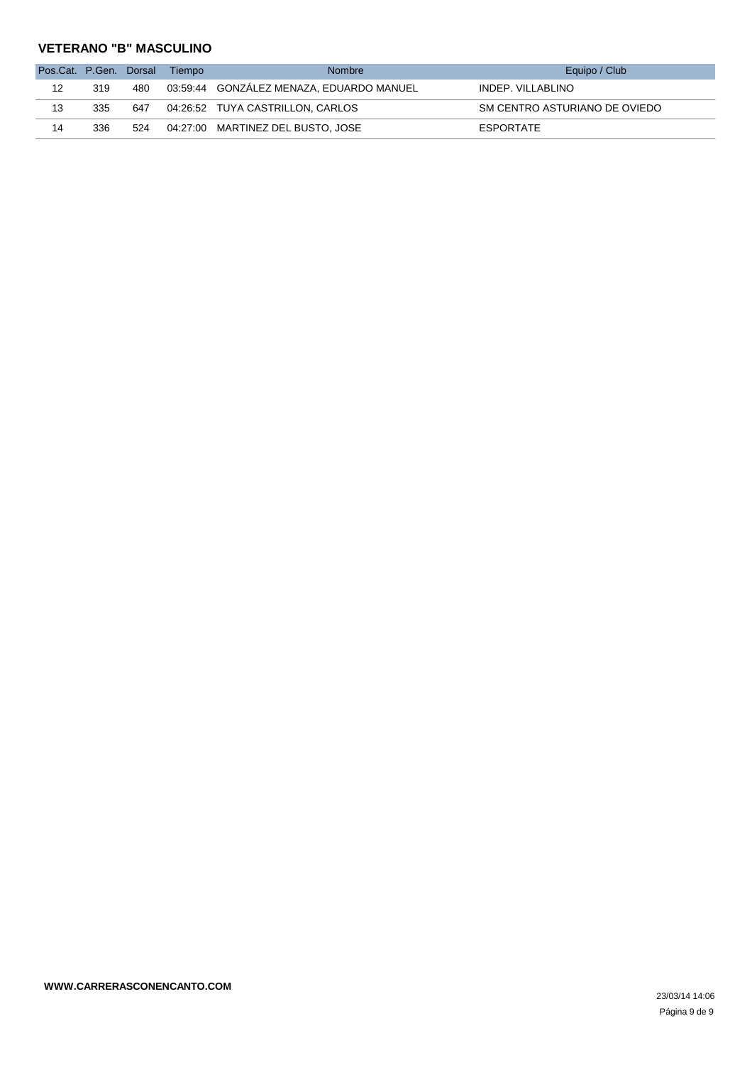### VETERANO "B" MASCULINO

| Pos.Cat. | P.Gen. | Dorsal | Tiempo | Nombre | Equipo / Club |
|---|---|---|---|---|---|
| 12 | 319 | 480 | 03:59:44 | GONZÁLEZ MENAZA, EDUARDO MANUEL | INDEP. VILLABLINO |
| 13 | 335 | 647 | 04:26:52 | TUYA CASTRILLON, CARLOS | SM CENTRO ASTURIANO DE OVIEDO |
| 14 | 336 | 524 | 04:27:00 | MARTINEZ DEL BUSTO, JOSE | ESPORTATE |

**WWW.CARRERASCONENCANTO.COM**

23/03/14 14:06